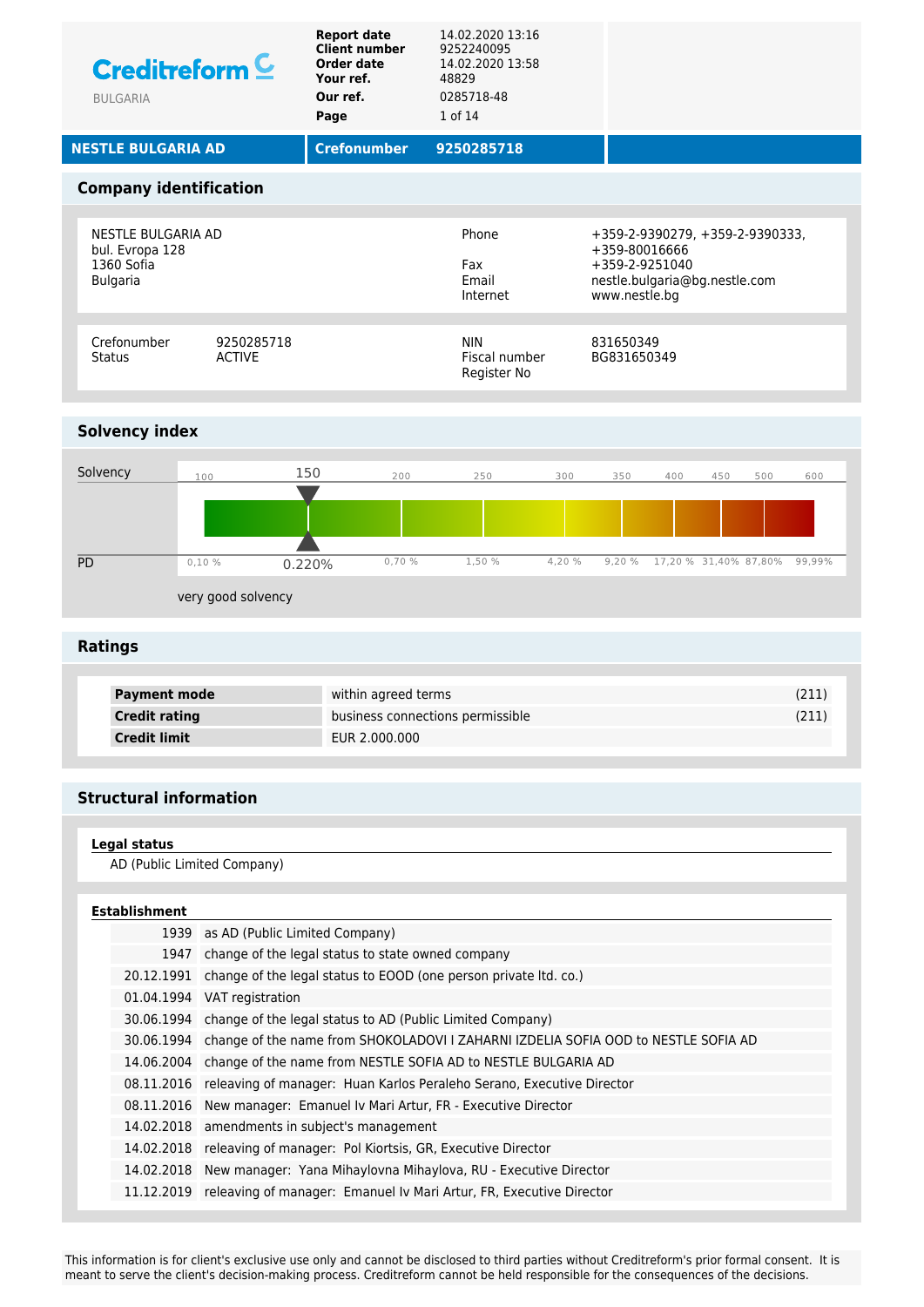**Creditreform** BULGARIA

| | |
|---|---|
| **Report date** | 14.02.2020 13:16 |
| **Client number** | 9252240095 |
| **Order date** | 14.02.2020 13:58 |
| **Your ref.** | 48829 |
| **Our ref.** | 0285718-48 |

**NESTLE BULGARIA AD** | **Crefonumber** **9250285718**

## Company identification

NESTLE BULGARIA AD
bul. Evropa 128
1360 Sofia
Bulgaria

| | |
|---|---|
| Phone | +359-2-9390279, +359-2-9390333, +359-80016666 |
| Fax | +359-2-9251040 |
| Email | nestle.bulgaria@bg.nestle.com |
| Internet | www.nestle.bg |

| | | | |
|---|---|---|---|
| Crefonumber | 9250285718 | NIN | 831650349 |
| Status | ACTIVE | Fiscal number | BG831650349 |
| | | Register No | |

## Solvency index

Solvency: 150

Scale: 100 | 150 | 200 | 250 | 300 | 350 | 400 | 450 | 500 | 600

PD: 0.220%

Scale: 0,10 % | 0.220% | 0,70 % | 1,50 % | 4,20 % | 9,20 % | 17,20 % | 31,40% | 87,80% | 99,99%

very good solvency

## Ratings

| | | |
|---|---|---|
| **Payment mode** | within agreed terms | (211) |
| **Credit rating** | business connections permissible | (211) |
| **Credit limit** | EUR 2.000.000 | |

## Structural information

### Legal status

AD (Public Limited Company)

### Establishment

| | |
|---|---|
| 1939 | as AD (Public Limited Company) |
| 1947 | change of the legal status to state owned company |
| 20.12.1991 | change of the legal status to EOOD (one person private ltd. co.) |
| 01.04.1994 | VAT registration |
| 30.06.1994 | change of the legal status to AD (Public Limited Company) |
| 30.06.1994 | change of the name from SHOKOLADOVI I ZAHARNI IZDELIA SOFIA OOD to NESTLE SOFIA AD |
| 14.06.2004 | change of the name from NESTLE SOFIA AD to NESTLE BULGARIA AD |
| 08.11.2016 | releaving of manager: Huan Karlos Peraleho Serano, Executive Director |
| 08.11.2016 | New manager: Emanuel Iv Mari Artur, FR - Executive Director |
| 14.02.2018 | amendments in subject's management |
| 14.02.2018 | releaving of manager: Pol Kiortsis, GR, Executive Director |
| 14.02.2018 | New manager: Yana Mihaylovna Mihaylova, RU - Executive Director |
| 11.12.2019 | releaving of manager: Emanuel Iv Mari Artur, FR, Executive Director |

This information is for client's exclusive use only and cannot be disclosed to third parties without Creditreform's prior formal consent. It is meant to serve the client's decision-making process. Creditreform cannot be held responsible for the consequences of the decisions.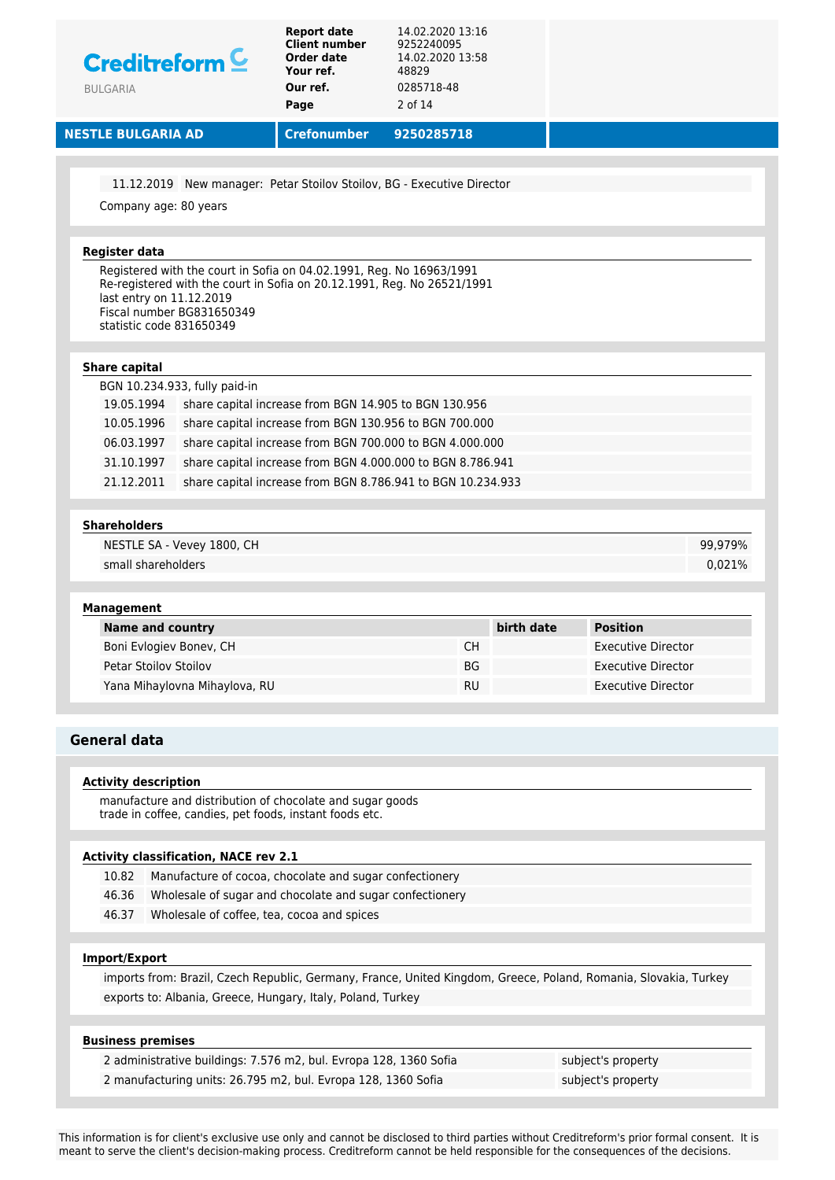11.12.2019 New manager: Petar Stoilov Stoilov, BG - Executive Director

Company age: 80 years

### Register data

Registered with the court in Sofia on 04.02.1991, Reg. No 16963/1991
Re-registered with the court in Sofia on 20.12.1991, Reg. No 26521/1991
last entry on 11.12.2019
Fiscal number BG831650349
statistic code 831650349

### Share capital

BGN 10.234.933, fully paid-in

| | |
|---|---|
| 19.05.1994 | share capital increase from BGN 14.905 to BGN 130.956 |
| 10.05.1996 | share capital increase from BGN 130.956 to BGN 700.000 |
| 06.03.1997 | share capital increase from BGN 700.000 to BGN 4.000.000 |
| 31.10.1997 | share capital increase from BGN 4.000.000 to BGN 8.786.941 |
| 21.12.2011 | share capital increase from BGN 8.786.941 to BGN 10.234.933 |

### Shareholders

| | |
|---|---|
| NESTLE SA - Vevey 1800, CH | 99,979% |
| small shareholders | 0,021% |

### Management

| Name and country | | birth date | Position |
|---|---|---|---|
| Boni Evlogiev Bonev, CH | CH | | Executive Director |
| Petar Stoilov Stoilov | BG | | Executive Director |
| Yana Mihaylovna Mihaylova, RU | RU | | Executive Director |

## General data

### Activity description

manufacture and distribution of chocolate and sugar goods
trade in coffee, candies, pet foods, instant foods etc.

### Activity classification, NACE rev 2.1

| | |
|---|---|
| 10.82 | Manufacture of cocoa, chocolate and sugar confectionery |
| 46.36 | Wholesale of sugar and chocolate and sugar confectionery |
| 46.37 | Wholesale of coffee, tea, cocoa and spices |

### Import/Export

imports from: Brazil, Czech Republic, Germany, France, United Kingdom, Greece, Poland, Romania, Slovakia, Turkey

exports to: Albania, Greece, Hungary, Italy, Poland, Turkey

### Business premises

| | |
|---|---|
| 2 administrative buildings: 7.576 m2, bul. Evropa 128, 1360 Sofia | subject's property |
| 2 manufacturing units: 26.795 m2, bul. Evropa 128, 1360 Sofia | subject's property |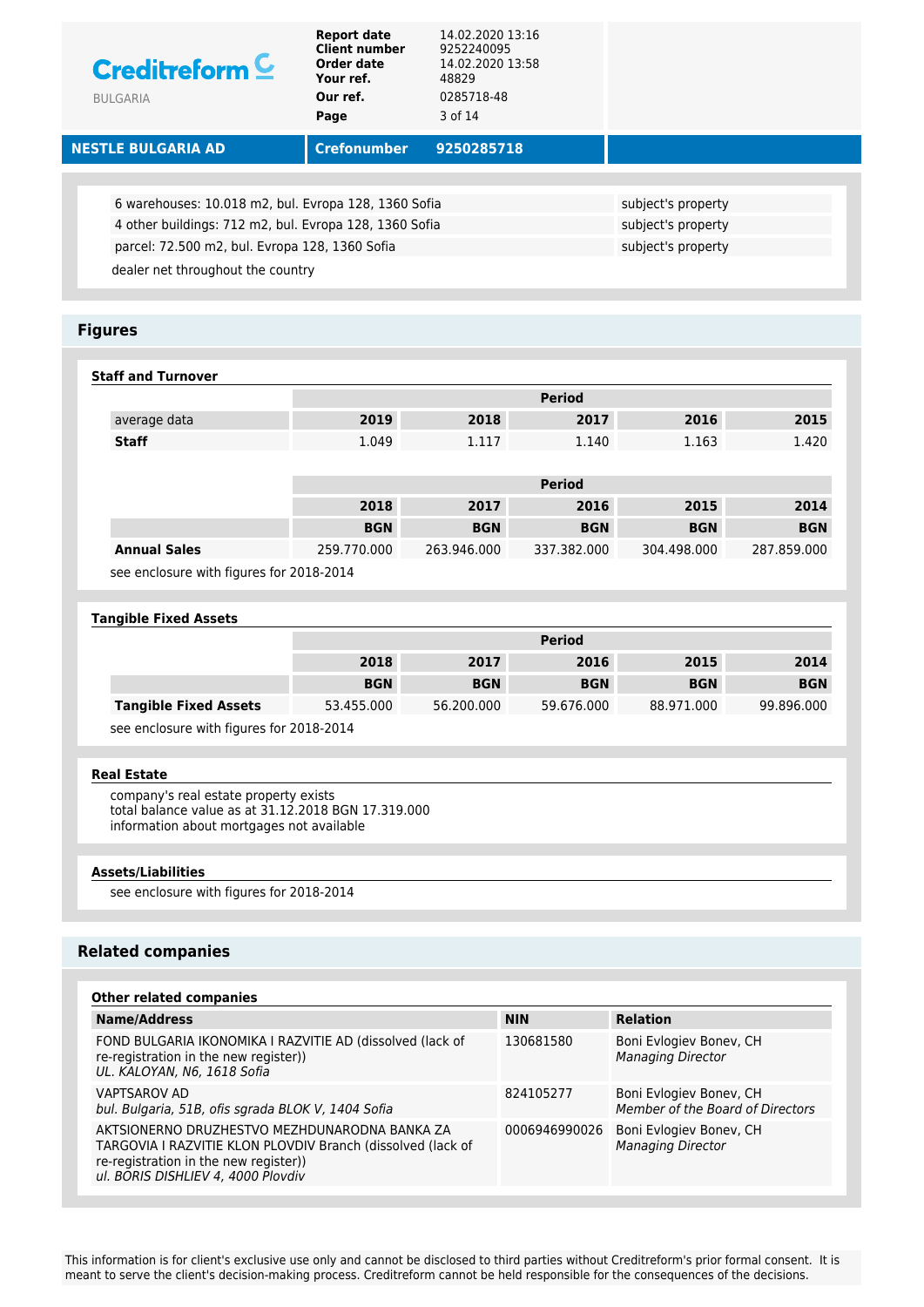| | |
|---|---|
| 6 warehouses: 10.018 m2, bul. Evropa 128, 1360 Sofia | subject's property |
| 4 other buildings: 712 m2, bul. Evropa 128, 1360 Sofia | subject's property |
| parcel: 72.500 m2, bul. Evropa 128, 1360 Sofia | subject's property |

dealer net throughout the country

## Figures

### Staff and Turnover

| | Period | | | | |
|---|---|---|---|---|---|
| average data | 2019 | 2018 | 2017 | 2016 | 2015 |
| **Staff** | 1.049 | 1.117 | 1.140 | 1.163 | 1.420 |

| | Period | | | | |
|---|---|---|---|---|---|
| | 2018 | 2017 | 2016 | 2015 | 2014 |
| | BGN | BGN | BGN | BGN | BGN |
| **Annual Sales** | 259.770.000 | 263.946.000 | 337.382.000 | 304.498.000 | 287.859.000 |

see enclosure with figures for 2018-2014

### Tangible Fixed Assets

| | Period | | | | |
|---|---|---|---|---|---|
| | 2018 | 2017 | 2016 | 2015 | 2014 |
| | BGN | BGN | BGN | BGN | BGN |
| **Tangible Fixed Assets** | 53.455.000 | 56.200.000 | 59.676.000 | 88.971.000 | 99.896.000 |

see enclosure with figures for 2018-2014

### Real Estate

company's real estate property exists
total balance value as at 31.12.2018 BGN 17.319.000
information about mortgages not available

### Assets/Liabilities

see enclosure with figures for 2018-2014

## Related companies

### Other related companies

| Name/Address | NIN | Relation |
|---|---|---|
| FOND BULGARIA IKONOMIKA I RAZVITIE AD (dissolved (lack of re-registration in the new register)) *UL. KALOYAN, N6, 1618 Sofia* | 130681580 | Boni Evlogiev Bonev, CH *Managing Director* |
| VAPTSAROV AD *bul. Bulgaria, 51B, ofis sgrada BLOK V, 1404 Sofia* | 824105277 | Boni Evlogiev Bonev, CH *Member of the Board of Directors* |
| AKTSIONERNO DRUZHESTVO MEZHDUNARODNA BANKA ZA TARGOVIA I RAZVITIE KLON PLOVDIV Branch (dissolved (lack of re-registration in the new register)) *ul. BORIS DISHLIEV 4, 4000 Plovdiv* | 0006946990026 | Boni Evlogiev Bonev, CH *Managing Director* |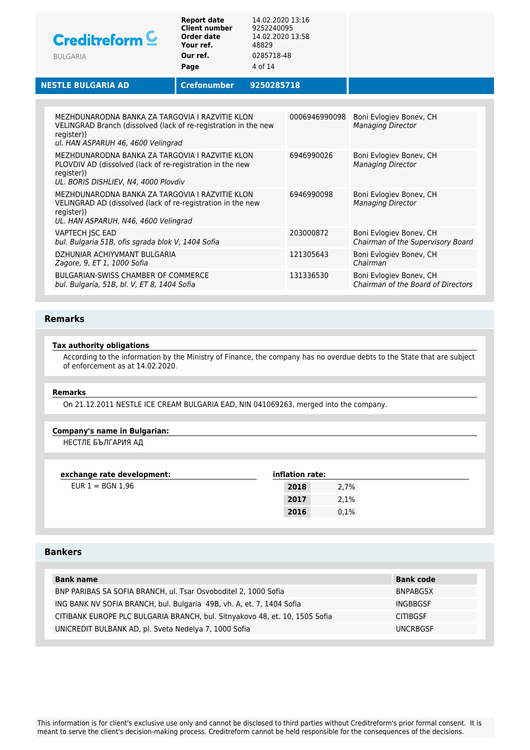| Company | Number | Person / Function |
|---|---|---|
| MEZHDUNARODNA BANKA ZA TARGOVIA I RAZVITIE KLON VELINGRAD Branch (dissolved (lack of re-registration in the new register))<br>*ul. HAN ASPARUH 46, 4600 Velingrad* | 0006946990098 | Boni Evlogiev Bonev, CH<br>*Managing Director* |
| MEZHDUNARODNA BANKA ZA TARGOVIA I RAZVITIE KLON PLOVDIV AD (dissolved (lack of re-registration in the new register))<br>*UL. BORIS DISHLIEV, N4, 4000 Plovdiv* | 6946990026 | Boni Evlogiev Bonev, CH<br>*Managing Director* |
| MEZHDUNARODNA BANKA ZA TARGOVIA I RAZVITIE KLON VELINGRAD AD (dissolved (lack of re-registration in the new register))<br>*UL. HAN ASPARUH, N46, 4600 Velingrad* | 6946990098 | Boni Evlogiev Bonev, CH<br>*Managing Director* |
| VAPTECH JSC EAD<br>*bul. Bulgaria 51B, ofis sgrada blok V, 1404 Sofia* | 203000872 | Boni Evlogiev Bonev, CH<br>*Chairman of the Supervisory Board* |
| DZHUNIAR ACHIYVMANT BULGARIA<br>*Zagore, 9, ET 1, 1000 Sofia* | 121305643 | Boni Evlogiev Bonev, CH<br>*Chairman* |
| BULGARIAN-SWISS CHAMBER OF COMMERCE<br>*bul. Bulgaria, 51B, bl. V, ET 8, 1404 Sofia* | 131336530 | Boni Evlogiev Bonev, CH<br>*Chairman of the Board of Directors* |

## Remarks

**Tax authority obligations**

According to the information by the Ministry of Finance, the company has no overdue debts to the State that are subject of enforcement as at 14.02.2020.

**Remarks**

On 21.12.2011 NESTLE ICE CREAM BULGARIA EAD, NIN 041069263, merged into the company.

**Company's name in Bulgarian:**

НЕСТЛЕ БЪЛГАРИЯ АД

**exchange rate development:**

EUR 1 = BGN 1,96

**inflation rate:**

| Year | Rate |
|---|---|
| **2018** | 2,7% |
| **2017** | 2,1% |
| **2016** | 0,1% |

## Bankers

| Bank name | Bank code |
|---|---|
| BNP PARIBAS SA SOFIA BRANCH, ul. Tsar Osvoboditel 2, 1000 Sofia | BNPABGSX |
| ING BANK NV SOFIA BRANCH, bul. Bulgaria 49B, vh. A, et. 7, 1404 Sofia | INGBBGSF |
| CITIBANK EUROPE PLC BULGARIA BRANCH, bul. Sitnyakovo 48, et. 10, 1505 Sofia | CITIBGSF |
| UNICREDIT BULBANK AD, pl. Sveta Nedelya 7, 1000 Sofia | UNCRBGSF |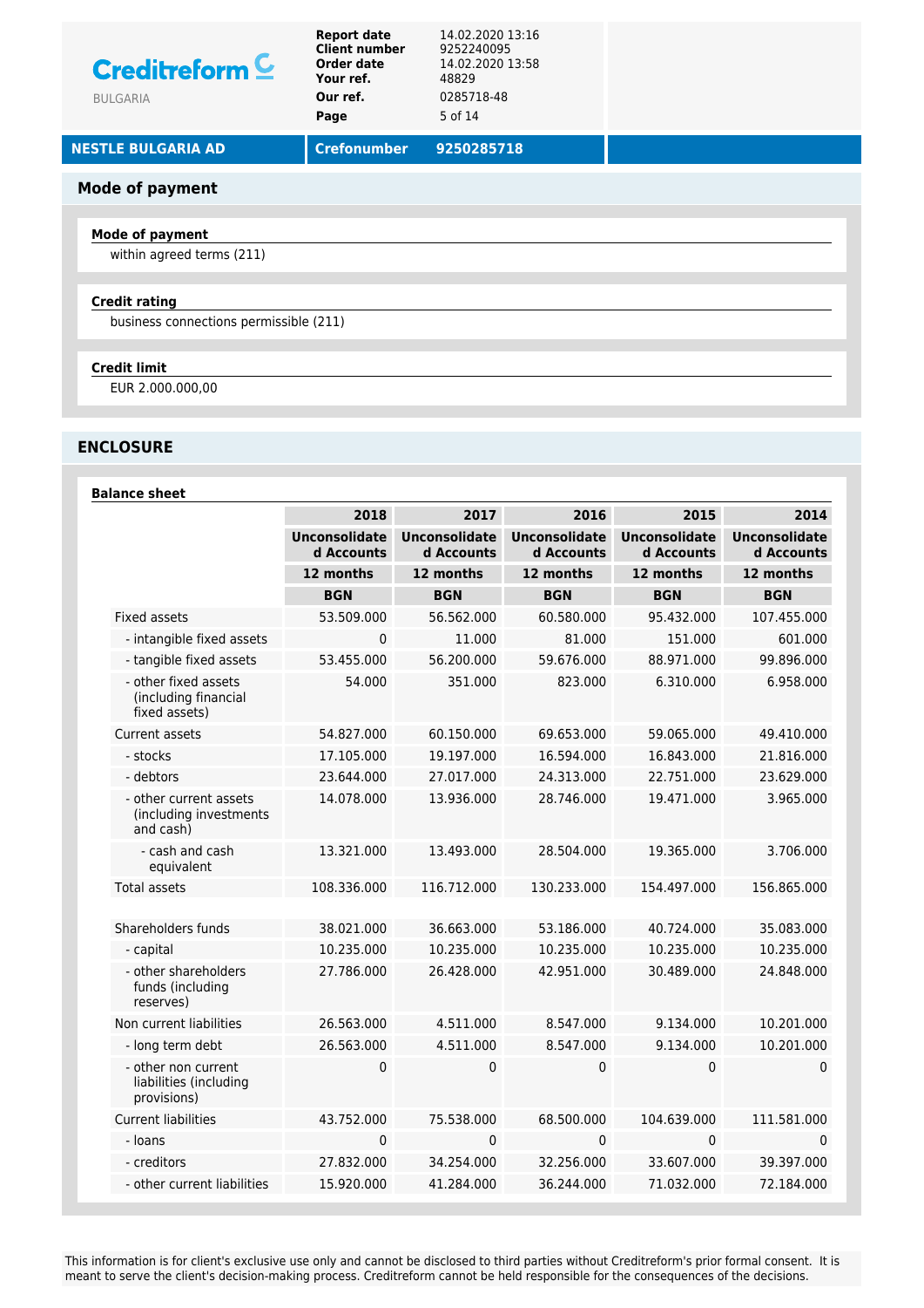**NESTLE BULGARIA AD** | **Crefonumber** 9250285718

## Mode of payment

### Mode of payment

within agreed terms (211)

### Credit rating

business connections permissible (211)

### Credit limit

EUR 2.000.000,00

## ENCLOSURE

### Balance sheet

| | 2018 | 2017 | 2016 | 2015 | 2014 |
|---|---|---|---|---|---|
| | Unconsolidated Accounts | Unconsolidated Accounts | Unconsolidated Accounts | Unconsolidated Accounts | Unconsolidated Accounts |
| | 12 months | 12 months | 12 months | 12 months | 12 months |
| | BGN | BGN | BGN | BGN | BGN |
| Fixed assets | 53.509.000 | 56.562.000 | 60.580.000 | 95.432.000 | 107.455.000 |
| - intangible fixed assets | 0 | 11.000 | 81.000 | 151.000 | 601.000 |
| - tangible fixed assets | 53.455.000 | 56.200.000 | 59.676.000 | 88.971.000 | 99.896.000 |
| - other fixed assets (including financial fixed assets) | 54.000 | 351.000 | 823.000 | 6.310.000 | 6.958.000 |
| Current assets | 54.827.000 | 60.150.000 | 69.653.000 | 59.065.000 | 49.410.000 |
| - stocks | 17.105.000 | 19.197.000 | 16.594.000 | 16.843.000 | 21.816.000 |
| - debtors | 23.644.000 | 27.017.000 | 24.313.000 | 22.751.000 | 23.629.000 |
| - other current assets (including investments and cash) | 14.078.000 | 13.936.000 | 28.746.000 | 19.471.000 | 3.965.000 |
| - cash and cash equivalent | 13.321.000 | 13.493.000 | 28.504.000 | 19.365.000 | 3.706.000 |
| Total assets | 108.336.000 | 116.712.000 | 130.233.000 | 154.497.000 | 156.865.000 |
| | | | | | |
| Shareholders funds | 38.021.000 | 36.663.000 | 53.186.000 | 40.724.000 | 35.083.000 |
| - capital | 10.235.000 | 10.235.000 | 10.235.000 | 10.235.000 | 10.235.000 |
| - other shareholders funds (including reserves) | 27.786.000 | 26.428.000 | 42.951.000 | 30.489.000 | 24.848.000 |
| Non current liabilities | 26.563.000 | 4.511.000 | 8.547.000 | 9.134.000 | 10.201.000 |
| - long term debt | 26.563.000 | 4.511.000 | 8.547.000 | 9.134.000 | 10.201.000 |
| - other non current liabilities (including provisions) | 0 | 0 | 0 | 0 | 0 |
| Current liabilities | 43.752.000 | 75.538.000 | 68.500.000 | 104.639.000 | 111.581.000 |
| - loans | 0 | 0 | 0 | 0 | 0 |
| - creditors | 27.832.000 | 34.254.000 | 32.256.000 | 33.607.000 | 39.397.000 |
| - other current liabilities | 15.920.000 | 41.284.000 | 36.244.000 | 71.032.000 | 72.184.000 |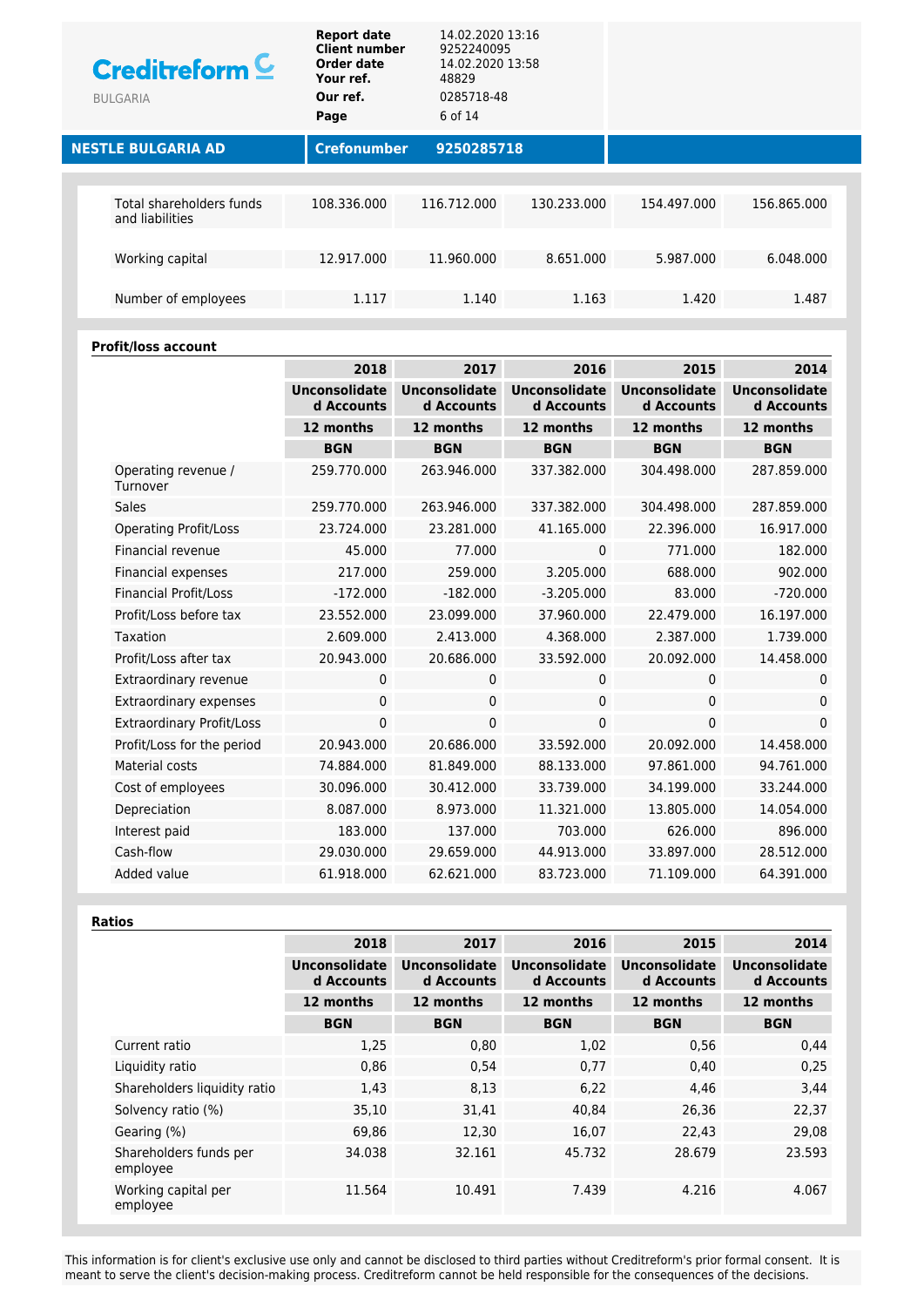**NESTLE BULGARIA AD** | **Crefonumber** 9250285718

| | | | | | |
|---|---|---|---|---|---|
| Total shareholders funds and liabilities | 108.336.000 | 116.712.000 | 130.233.000 | 154.497.000 | 156.865.000 |
| Working capital | 12.917.000 | 11.960.000 | 8.651.000 | 5.987.000 | 6.048.000 |
| Number of employees | 1.117 | 1.140 | 1.163 | 1.420 | 1.487 |

**Profit/loss account**

| | 2018 | 2017 | 2016 | 2015 | 2014 |
|---|---|---|---|---|---|
| | Unconsolidated Accounts | Unconsolidated Accounts | Unconsolidated Accounts | Unconsolidated Accounts | Unconsolidated Accounts |
| | 12 months | 12 months | 12 months | 12 months | 12 months |
| | BGN | BGN | BGN | BGN | BGN |
| Operating revenue / Turnover | 259.770.000 | 263.946.000 | 337.382.000 | 304.498.000 | 287.859.000 |
| Sales | 259.770.000 | 263.946.000 | 337.382.000 | 304.498.000 | 287.859.000 |
| Operating Profit/Loss | 23.724.000 | 23.281.000 | 41.165.000 | 22.396.000 | 16.917.000 |
| Financial revenue | 45.000 | 77.000 | 0 | 771.000 | 182.000 |
| Financial expenses | 217.000 | 259.000 | 3.205.000 | 688.000 | 902.000 |
| Financial Profit/Loss | -172.000 | -182.000 | -3.205.000 | 83.000 | -720.000 |
| Profit/Loss before tax | 23.552.000 | 23.099.000 | 37.960.000 | 22.479.000 | 16.197.000 |
| Taxation | 2.609.000 | 2.413.000 | 4.368.000 | 2.387.000 | 1.739.000 |
| Profit/Loss after tax | 20.943.000 | 20.686.000 | 33.592.000 | 20.092.000 | 14.458.000 |
| Extraordinary revenue | 0 | 0 | 0 | 0 | 0 |
| Extraordinary expenses | 0 | 0 | 0 | 0 | 0 |
| Extraordinary Profit/Loss | 0 | 0 | 0 | 0 | 0 |
| Profit/Loss for the period | 20.943.000 | 20.686.000 | 33.592.000 | 20.092.000 | 14.458.000 |
| Material costs | 74.884.000 | 81.849.000 | 88.133.000 | 97.861.000 | 94.761.000 |
| Cost of employees | 30.096.000 | 30.412.000 | 33.739.000 | 34.199.000 | 33.244.000 |
| Depreciation | 8.087.000 | 8.973.000 | 11.321.000 | 13.805.000 | 14.054.000 |
| Interest paid | 183.000 | 137.000 | 703.000 | 626.000 | 896.000 |
| Cash-flow | 29.030.000 | 29.659.000 | 44.913.000 | 33.897.000 | 28.512.000 |
| Added value | 61.918.000 | 62.621.000 | 83.723.000 | 71.109.000 | 64.391.000 |

**Ratios**

| | 2018 | 2017 | 2016 | 2015 | 2014 |
|---|---|---|---|---|---|
| | Unconsolidated Accounts | Unconsolidated Accounts | Unconsolidated Accounts | Unconsolidated Accounts | Unconsolidated Accounts |
| | 12 months | 12 months | 12 months | 12 months | 12 months |
| | BGN | BGN | BGN | BGN | BGN |
| Current ratio | 1,25 | 0,80 | 1,02 | 0,56 | 0,44 |
| Liquidity ratio | 0,86 | 0,54 | 0,77 | 0,40 | 0,25 |
| Shareholders liquidity ratio | 1,43 | 8,13 | 6,22 | 4,46 | 3,44 |
| Solvency ratio (%) | 35,10 | 31,41 | 40,84 | 26,36 | 22,37 |
| Gearing (%) | 69,86 | 12,30 | 16,07 | 22,43 | 29,08 |
| Shareholders funds per employee | 34.038 | 32.161 | 45.732 | 28.679 | 23.593 |
| Working capital per employee | 11.564 | 10.491 | 7.439 | 4.216 | 4.067 |

This information is for client's exclusive use only and cannot be disclosed to third parties without Creditreform's prior formal consent. It is meant to serve the client's decision-making process. Creditreform cannot be held responsible for the consequences of the decisions.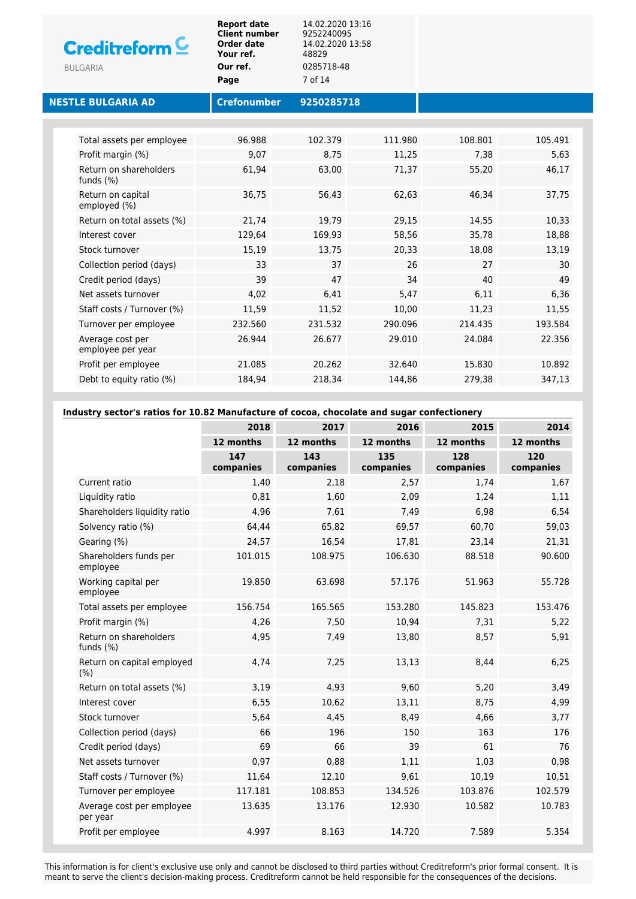**NESTLE BULGARIA AD** | **Crefonumber** 9250285718

| | | | | | |
|---|---|---|---|---|---|
| Total assets per employee | 96.988 | 102.379 | 111.980 | 108.801 | 105.491 |
| Profit margin (%) | 9,07 | 8,75 | 11,25 | 7,38 | 5,63 |
| Return on shareholders funds (%) | 61,94 | 63,00 | 71,37 | 55,20 | 46,17 |
| Return on capital employed (%) | 36,75 | 56,43 | 62,63 | 46,34 | 37,75 |
| Return on total assets (%) | 21,74 | 19,79 | 29,15 | 14,55 | 10,33 |
| Interest cover | 129,64 | 169,93 | 58,56 | 35,78 | 18,88 |
| Stock turnover | 15,19 | 13,75 | 20,33 | 18,08 | 13,19 |
| Collection period (days) | 33 | 37 | 26 | 27 | 30 |
| Credit period (days) | 39 | 47 | 34 | 40 | 49 |
| Net assets turnover | 4,02 | 6,41 | 5,47 | 6,11 | 6,36 |
| Staff costs / Turnover (%) | 11,59 | 11,52 | 10,00 | 11,23 | 11,55 |
| Turnover per employee | 232.560 | 231.532 | 290.096 | 214.435 | 193.584 |
| Average cost per employee per year | 26.944 | 26.677 | 29.010 | 24.084 | 22.356 |
| Profit per employee | 21.085 | 20.262 | 32.640 | 15.830 | 10.892 |
| Debt to equity ratio (%) | 184,94 | 218,34 | 144,86 | 279,38 | 347,13 |

**Industry sector's ratios for 10.82 Manufacture of cocoa, chocolate and sugar confectionery**

| | 2018 | 2017 | 2016 | 2015 | 2014 |
|---|---|---|---|---|---|
| | 12 months | 12 months | 12 months | 12 months | 12 months |
| | 147 companies | 143 companies | 135 companies | 128 companies | 120 companies |
| Current ratio | 1,40 | 2,18 | 2,57 | 1,74 | 1,67 |
| Liquidity ratio | 0,81 | 1,60 | 2,09 | 1,24 | 1,11 |
| Shareholders liquidity ratio | 4,96 | 7,61 | 7,49 | 6,98 | 6,54 |
| Solvency ratio (%) | 64,44 | 65,82 | 69,57 | 60,70 | 59,03 |
| Gearing (%) | 24,57 | 16,54 | 17,81 | 23,14 | 21,31 |
| Shareholders funds per employee | 101.015 | 108.975 | 106.630 | 88.518 | 90.600 |
| Working capital per employee | 19.850 | 63.698 | 57.176 | 51.963 | 55.728 |
| Total assets per employee | 156.754 | 165.565 | 153.280 | 145.823 | 153.476 |
| Profit margin (%) | 4,26 | 7,50 | 10,94 | 7,31 | 5,22 |
| Return on shareholders funds (%) | 4,95 | 7,49 | 13,80 | 8,57 | 5,91 |
| Return on capital employed (%) | 4,74 | 7,25 | 13,13 | 8,44 | 6,25 |
| Return on total assets (%) | 3,19 | 4,93 | 9,60 | 5,20 | 3,49 |
| Interest cover | 6,55 | 10,62 | 13,11 | 8,75 | 4,99 |
| Stock turnover | 5,64 | 4,45 | 8,49 | 4,66 | 3,77 |
| Collection period (days) | 66 | 196 | 150 | 163 | 176 |
| Credit period (days) | 69 | 66 | 39 | 61 | 76 |
| Net assets turnover | 0,97 | 0,88 | 1,11 | 1,03 | 0,98 |
| Staff costs / Turnover (%) | 11,64 | 12,10 | 9,61 | 10,19 | 10,51 |
| Turnover per employee | 117.181 | 108.853 | 134.526 | 103.876 | 102.579 |
| Average cost per employee per year | 13.635 | 13.176 | 12.930 | 10.582 | 10.783 |
| Profit per employee | 4.997 | 8.163 | 14.720 | 7.589 | 5.354 |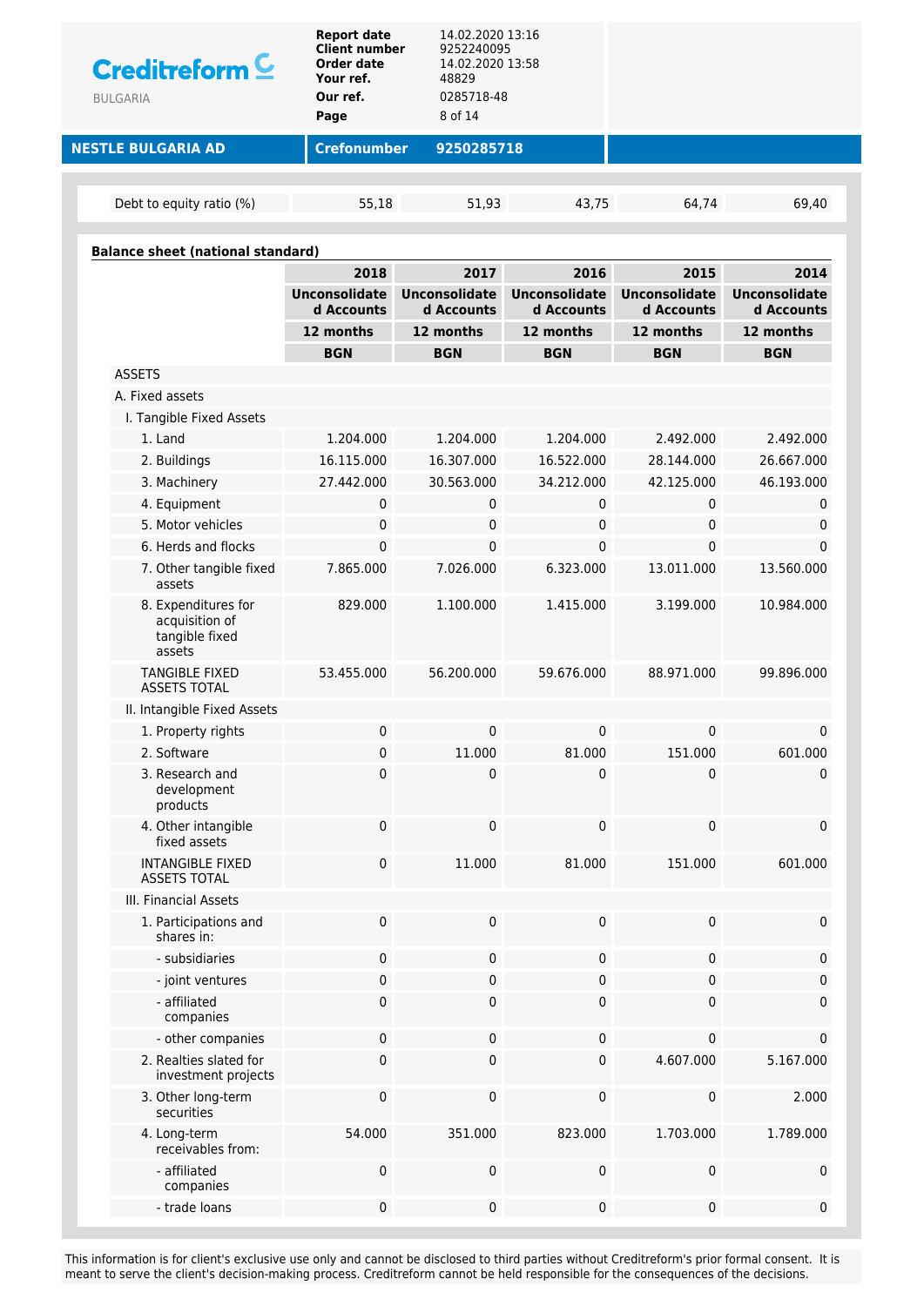| Debt to equity ratio (%) | 55,18 | 51,93 | 43,75 | 64,74 | 69,40 |
|---|---|---|---|---|---|

**Balance sheet (national standard)**

| | 2018 | 2017 | 2016 | 2015 | 2014 |
|---|---|---|---|---|---|
| | Unconsolidated Accounts | Unconsolidated Accounts | Unconsolidated Accounts | Unconsolidated Accounts | Unconsolidated Accounts |
| | 12 months | 12 months | 12 months | 12 months | 12 months |
| | BGN | BGN | BGN | BGN | BGN |
| ASSETS | | | | | |
| A. Fixed assets | | | | | |
| I. Tangible Fixed Assets | | | | | |
| 1. Land | 1.204.000 | 1.204.000 | 1.204.000 | 2.492.000 | 2.492.000 |
| 2. Buildings | 16.115.000 | 16.307.000 | 16.522.000 | 28.144.000 | 26.667.000 |
| 3. Machinery | 27.442.000 | 30.563.000 | 34.212.000 | 42.125.000 | 46.193.000 |
| 4. Equipment | 0 | 0 | 0 | 0 | 0 |
| 5. Motor vehicles | 0 | 0 | 0 | 0 | 0 |
| 6. Herds and flocks | 0 | 0 | 0 | 0 | 0 |
| 7. Other tangible fixed assets | 7.865.000 | 7.026.000 | 6.323.000 | 13.011.000 | 13.560.000 |
| 8. Expenditures for acquisition of tangible fixed assets | 829.000 | 1.100.000 | 1.415.000 | 3.199.000 | 10.984.000 |
| TANGIBLE FIXED ASSETS TOTAL | 53.455.000 | 56.200.000 | 59.676.000 | 88.971.000 | 99.896.000 |
| II. Intangible Fixed Assets | | | | | |
| 1. Property rights | 0 | 0 | 0 | 0 | 0 |
| 2. Software | 0 | 11.000 | 81.000 | 151.000 | 601.000 |
| 3. Research and development products | 0 | 0 | 0 | 0 | 0 |
| 4. Other intangible fixed assets | 0 | 0 | 0 | 0 | 0 |
| INTANGIBLE FIXED ASSETS TOTAL | 0 | 11.000 | 81.000 | 151.000 | 601.000 |
| III. Financial Assets | | | | | |
| 1. Participations and shares in: | 0 | 0 | 0 | 0 | 0 |
| - subsidiaries | 0 | 0 | 0 | 0 | 0 |
| - joint ventures | 0 | 0 | 0 | 0 | 0 |
| - affiliated companies | 0 | 0 | 0 | 0 | 0 |
| - other companies | 0 | 0 | 0 | 0 | 0 |
| 2. Realties slated for investment projects | 0 | 0 | 0 | 4.607.000 | 5.167.000 |
| 3. Other long-term securities | 0 | 0 | 0 | 0 | 2.000 |
| 4. Long-term receivables from: | 54.000 | 351.000 | 823.000 | 1.703.000 | 1.789.000 |
| - affiliated companies | 0 | 0 | 0 | 0 | 0 |
| - trade loans | 0 | 0 | 0 | 0 | 0 |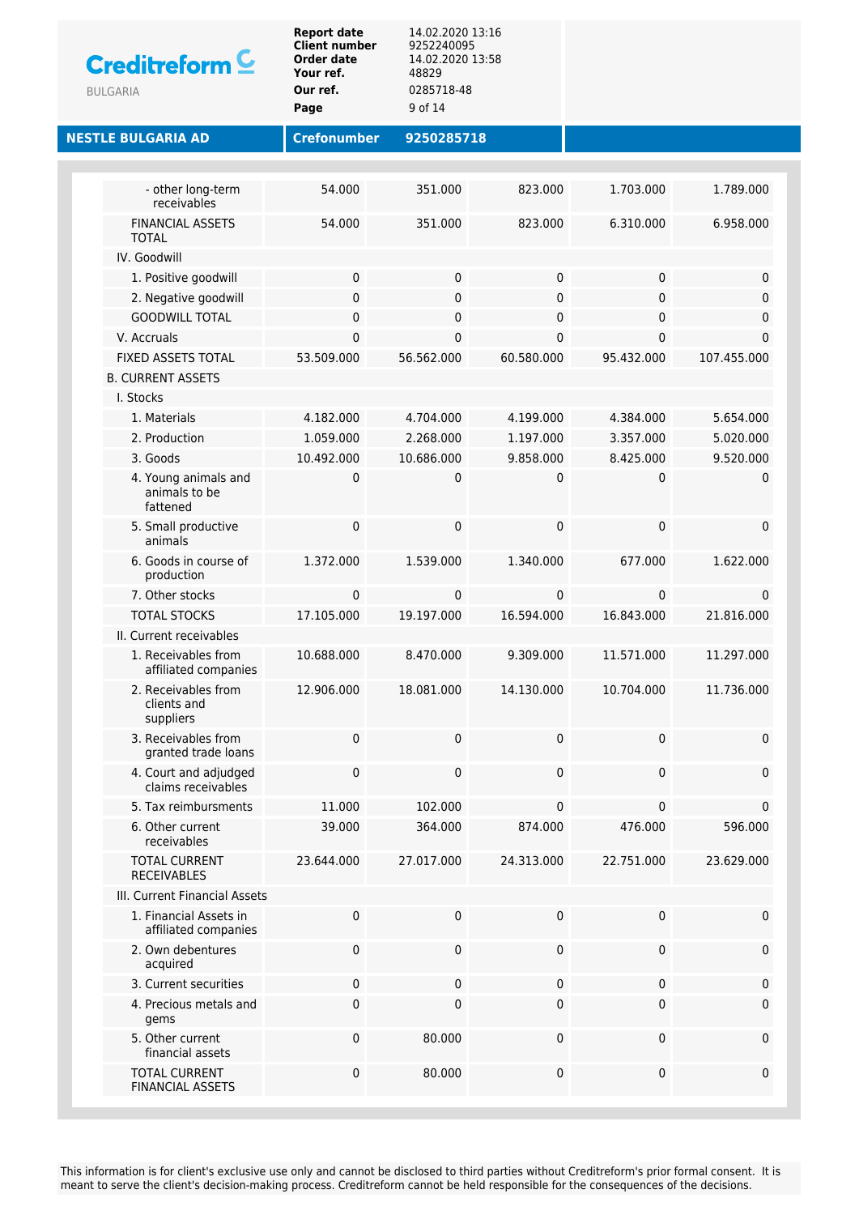**NESTLE BULGARIA AD** | **Crefonumber** 9250285718

| | | | | | |
|---|---|---|---|---|---|
| - other long-term receivables | 54.000 | 351.000 | 823.000 | 1.703.000 | 1.789.000 |
| FINANCIAL ASSETS TOTAL | 54.000 | 351.000 | 823.000 | 6.310.000 | 6.958.000 |
| IV. Goodwill | | | | | |
| 1. Positive goodwill | 0 | 0 | 0 | 0 | 0 |
| 2. Negative goodwill | 0 | 0 | 0 | 0 | 0 |
| GOODWILL TOTAL | 0 | 0 | 0 | 0 | 0 |
| V. Accruals | 0 | 0 | 0 | 0 | 0 |
| FIXED ASSETS TOTAL | 53.509.000 | 56.562.000 | 60.580.000 | 95.432.000 | 107.455.000 |
| B. CURRENT ASSETS | | | | | |
| I. Stocks | | | | | |
| 1. Materials | 4.182.000 | 4.704.000 | 4.199.000 | 4.384.000 | 5.654.000 |
| 2. Production | 1.059.000 | 2.268.000 | 1.197.000 | 3.357.000 | 5.020.000 |
| 3. Goods | 10.492.000 | 10.686.000 | 9.858.000 | 8.425.000 | 9.520.000 |
| 4. Young animals and animals to be fattened | 0 | 0 | 0 | 0 | 0 |
| 5. Small productive animals | 0 | 0 | 0 | 0 | 0 |
| 6. Goods in course of production | 1.372.000 | 1.539.000 | 1.340.000 | 677.000 | 1.622.000 |
| 7. Other stocks | 0 | 0 | 0 | 0 | 0 |
| TOTAL STOCKS | 17.105.000 | 19.197.000 | 16.594.000 | 16.843.000 | 21.816.000 |
| II. Current receivables | | | | | |
| 1. Receivables from affiliated companies | 10.688.000 | 8.470.000 | 9.309.000 | 11.571.000 | 11.297.000 |
| 2. Receivables from clients and suppliers | 12.906.000 | 18.081.000 | 14.130.000 | 10.704.000 | 11.736.000 |
| 3. Receivables from granted trade loans | 0 | 0 | 0 | 0 | 0 |
| 4. Court and adjudged claims receivables | 0 | 0 | 0 | 0 | 0 |
| 5. Tax reimbursments | 11.000 | 102.000 | 0 | 0 | 0 |
| 6. Other current receivables | 39.000 | 364.000 | 874.000 | 476.000 | 596.000 |
| TOTAL CURRENT RECEIVABLES | 23.644.000 | 27.017.000 | 24.313.000 | 22.751.000 | 23.629.000 |
| III. Current Financial Assets | | | | | |
| 1. Financial Assets in affiliated companies | 0 | 0 | 0 | 0 | 0 |
| 2. Own debentures acquired | 0 | 0 | 0 | 0 | 0 |
| 3. Current securities | 0 | 0 | 0 | 0 | 0 |
| 4. Precious metals and gems | 0 | 0 | 0 | 0 | 0 |
| 5. Other current financial assets | 0 | 80.000 | 0 | 0 | 0 |
| TOTAL CURRENT FINANCIAL ASSETS | 0 | 80.000 | 0 | 0 | 0 |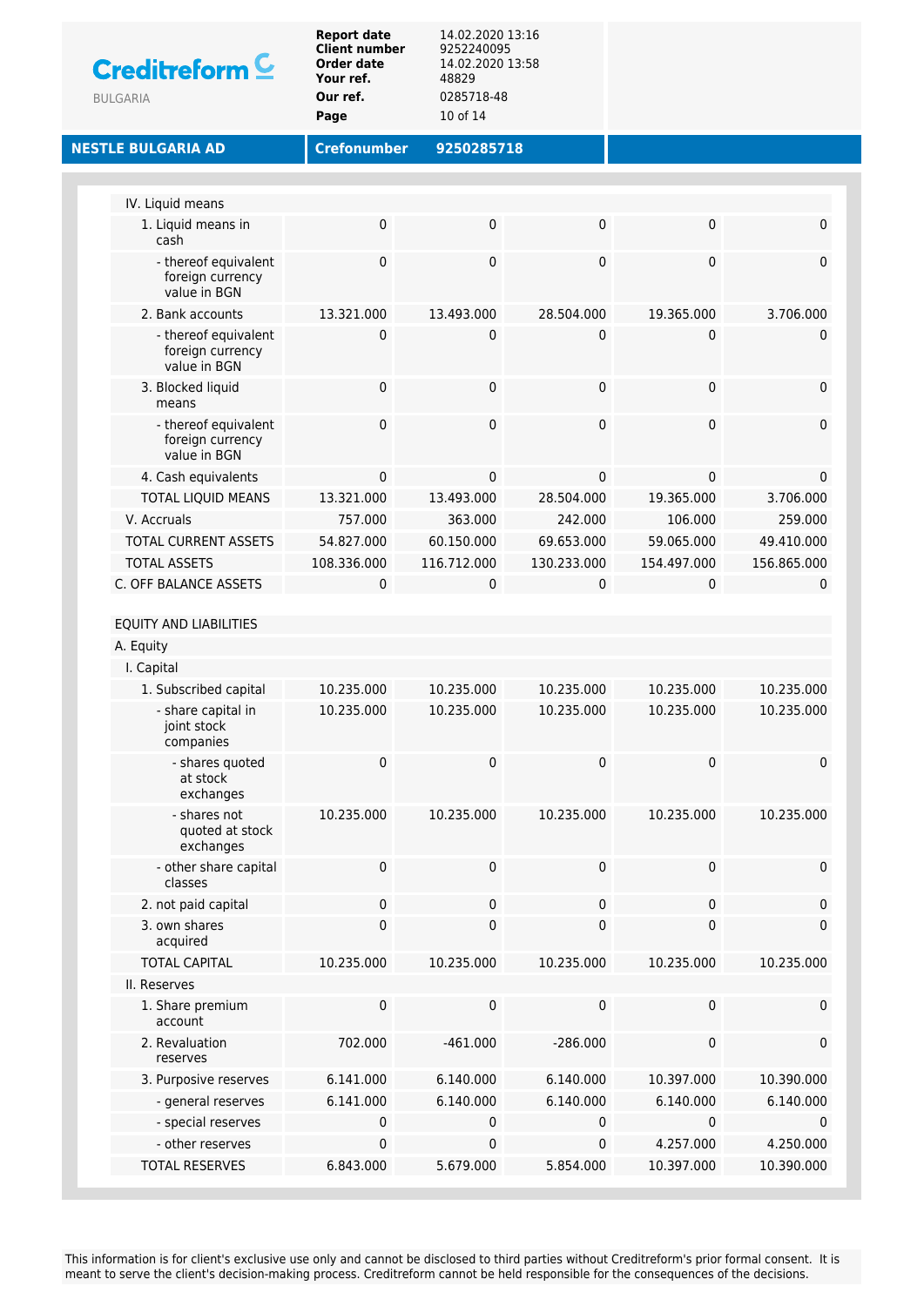**NESTLE BULGARIA AD** | **Crefonumber** 9250285718

| | | | | | |
|---|---|---|---|---|---|
| IV. Liquid means | | | | | |
| 1. Liquid means in cash | 0 | 0 | 0 | 0 | 0 |
| - thereof equivalent foreign currency value in BGN | 0 | 0 | 0 | 0 | 0 |
| 2. Bank accounts | 13.321.000 | 13.493.000 | 28.504.000 | 19.365.000 | 3.706.000 |
| - thereof equivalent foreign currency value in BGN | 0 | 0 | 0 | 0 | 0 |
| 3. Blocked liquid means | 0 | 0 | 0 | 0 | 0 |
| - thereof equivalent foreign currency value in BGN | 0 | 0 | 0 | 0 | 0 |
| 4. Cash equivalents | 0 | 0 | 0 | 0 | 0 |
| TOTAL LIQUID MEANS | 13.321.000 | 13.493.000 | 28.504.000 | 19.365.000 | 3.706.000 |
| V. Accruals | 757.000 | 363.000 | 242.000 | 106.000 | 259.000 |
| TOTAL CURRENT ASSETS | 54.827.000 | 60.150.000 | 69.653.000 | 59.065.000 | 49.410.000 |
| TOTAL ASSETS | 108.336.000 | 116.712.000 | 130.233.000 | 154.497.000 | 156.865.000 |
| C. OFF BALANCE ASSETS | 0 | 0 | 0 | 0 | 0 |

| | | | | | |
|---|---|---|---|---|---|
| EQUITY AND LIABILITIES | | | | | |
| A. Equity | | | | | |
| I. Capital | | | | | |
| 1. Subscribed capital | 10.235.000 | 10.235.000 | 10.235.000 | 10.235.000 | 10.235.000 |
| - share capital in joint stock companies | 10.235.000 | 10.235.000 | 10.235.000 | 10.235.000 | 10.235.000 |
| - shares quoted at stock exchanges | 0 | 0 | 0 | 0 | 0 |
| - shares not quoted at stock exchanges | 10.235.000 | 10.235.000 | 10.235.000 | 10.235.000 | 10.235.000 |
| - other share capital classes | 0 | 0 | 0 | 0 | 0 |
| 2. not paid capital | 0 | 0 | 0 | 0 | 0 |
| 3. own shares acquired | 0 | 0 | 0 | 0 | 0 |
| TOTAL CAPITAL | 10.235.000 | 10.235.000 | 10.235.000 | 10.235.000 | 10.235.000 |
| II. Reserves | | | | | |
| 1. Share premium account | 0 | 0 | 0 | 0 | 0 |
| 2. Revaluation reserves | 702.000 | -461.000 | -286.000 | 0 | 0 |
| 3. Purposive reserves | 6.141.000 | 6.140.000 | 6.140.000 | 10.397.000 | 10.390.000 |
| - general reserves | 6.141.000 | 6.140.000 | 6.140.000 | 6.140.000 | 6.140.000 |
| - special reserves | 0 | 0 | 0 | 0 | 0 |
| - other reserves | 0 | 0 | 0 | 4.257.000 | 4.250.000 |
| TOTAL RESERVES | 6.843.000 | 5.679.000 | 5.854.000 | 10.397.000 | 10.390.000 |

This information is for client's exclusive use only and cannot be disclosed to third parties without Creditreform's prior formal consent. It is meant to serve the client's decision-making process. Creditreform cannot be held responsible for the consequences of the decisions.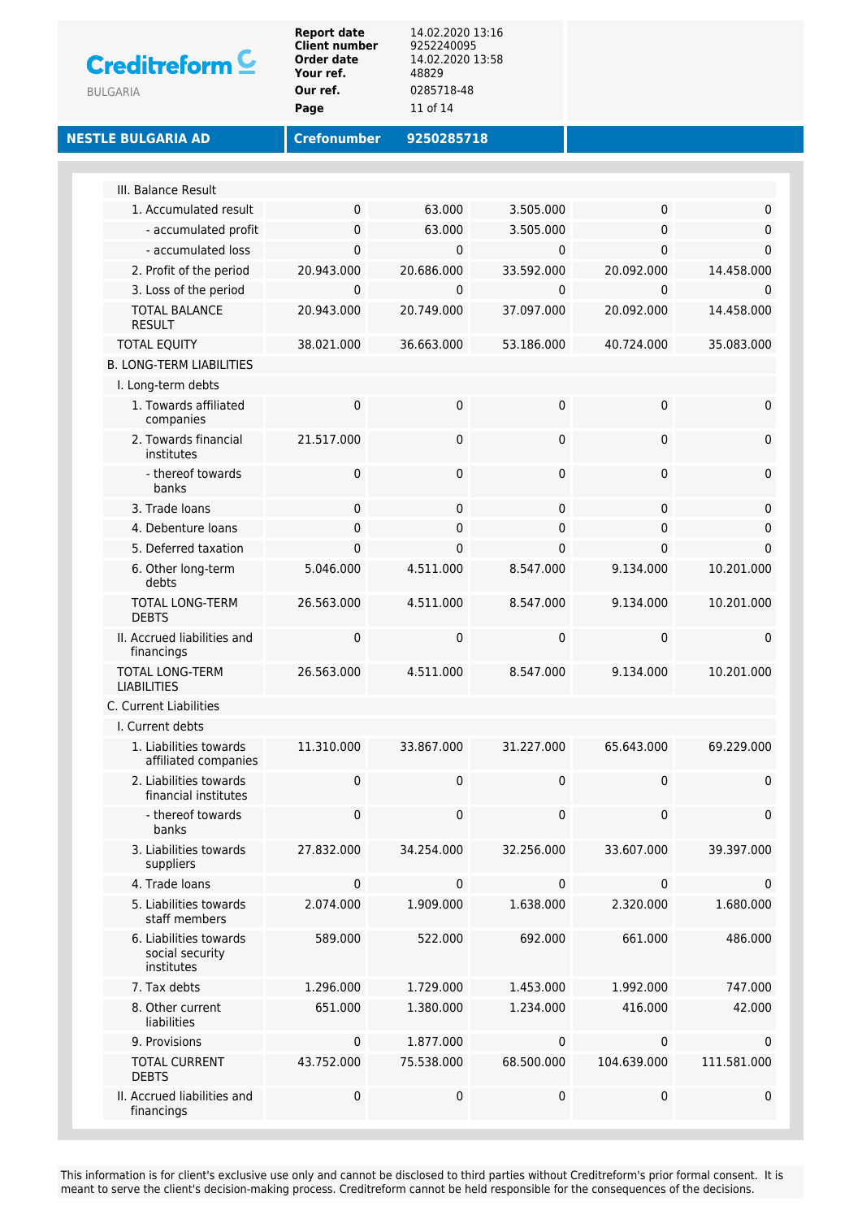**NESTLE BULGARIA AD** | **Crefonumber** 9250285718

| | | | | | |
|---|---|---|---|---|---|
| III. Balance Result | | | | | |
| 1. Accumulated result | 0 | 63.000 | 3.505.000 | 0 | 0 |
| - accumulated profit | 0 | 63.000 | 3.505.000 | 0 | 0 |
| - accumulated loss | 0 | 0 | 0 | 0 | 0 |
| 2. Profit of the period | 20.943.000 | 20.686.000 | 33.592.000 | 20.092.000 | 14.458.000 |
| 3. Loss of the period | 0 | 0 | 0 | 0 | 0 |
| TOTAL BALANCE RESULT | 20.943.000 | 20.749.000 | 37.097.000 | 20.092.000 | 14.458.000 |
| TOTAL EQUITY | 38.021.000 | 36.663.000 | 53.186.000 | 40.724.000 | 35.083.000 |
| B. LONG-TERM LIABILITIES | | | | | |
| I. Long-term debts | | | | | |
| 1. Towards affiliated companies | 0 | 0 | 0 | 0 | 0 |
| 2. Towards financial institutes | 21.517.000 | 0 | 0 | 0 | 0 |
| - thereof towards banks | 0 | 0 | 0 | 0 | 0 |
| 3. Trade loans | 0 | 0 | 0 | 0 | 0 |
| 4. Debenture loans | 0 | 0 | 0 | 0 | 0 |
| 5. Deferred taxation | 0 | 0 | 0 | 0 | 0 |
| 6. Other long-term debts | 5.046.000 | 4.511.000 | 8.547.000 | 9.134.000 | 10.201.000 |
| TOTAL LONG-TERM DEBTS | 26.563.000 | 4.511.000 | 8.547.000 | 9.134.000 | 10.201.000 |
| II. Accrued liabilities and financings | 0 | 0 | 0 | 0 | 0 |
| TOTAL LONG-TERM LIABILITIES | 26.563.000 | 4.511.000 | 8.547.000 | 9.134.000 | 10.201.000 |
| C. Current Liabilities | | | | | |
| I. Current debts | | | | | |
| 1. Liabilities towards affiliated companies | 11.310.000 | 33.867.000 | 31.227.000 | 65.643.000 | 69.229.000 |
| 2. Liabilities towards financial institutes | 0 | 0 | 0 | 0 | 0 |
| - thereof towards banks | 0 | 0 | 0 | 0 | 0 |
| 3. Liabilities towards suppliers | 27.832.000 | 34.254.000 | 32.256.000 | 33.607.000 | 39.397.000 |
| 4. Trade loans | 0 | 0 | 0 | 0 | 0 |
| 5. Liabilities towards staff members | 2.074.000 | 1.909.000 | 1.638.000 | 2.320.000 | 1.680.000 |
| 6. Liabilities towards social security institutes | 589.000 | 522.000 | 692.000 | 661.000 | 486.000 |
| 7. Tax debts | 1.296.000 | 1.729.000 | 1.453.000 | 1.992.000 | 747.000 |
| 8. Other current liabilities | 651.000 | 1.380.000 | 1.234.000 | 416.000 | 42.000 |
| 9. Provisions | 0 | 1.877.000 | 0 | 0 | 0 |
| TOTAL CURRENT DEBTS | 43.752.000 | 75.538.000 | 68.500.000 | 104.639.000 | 111.581.000 |
| II. Accrued liabilities and financings | 0 | 0 | 0 | 0 | 0 |

This information is for client's exclusive use only and cannot be disclosed to third parties without Creditreform's prior formal consent. It is meant to serve the client's decision-making process. Creditreform cannot be held responsible for the consequences of the decisions.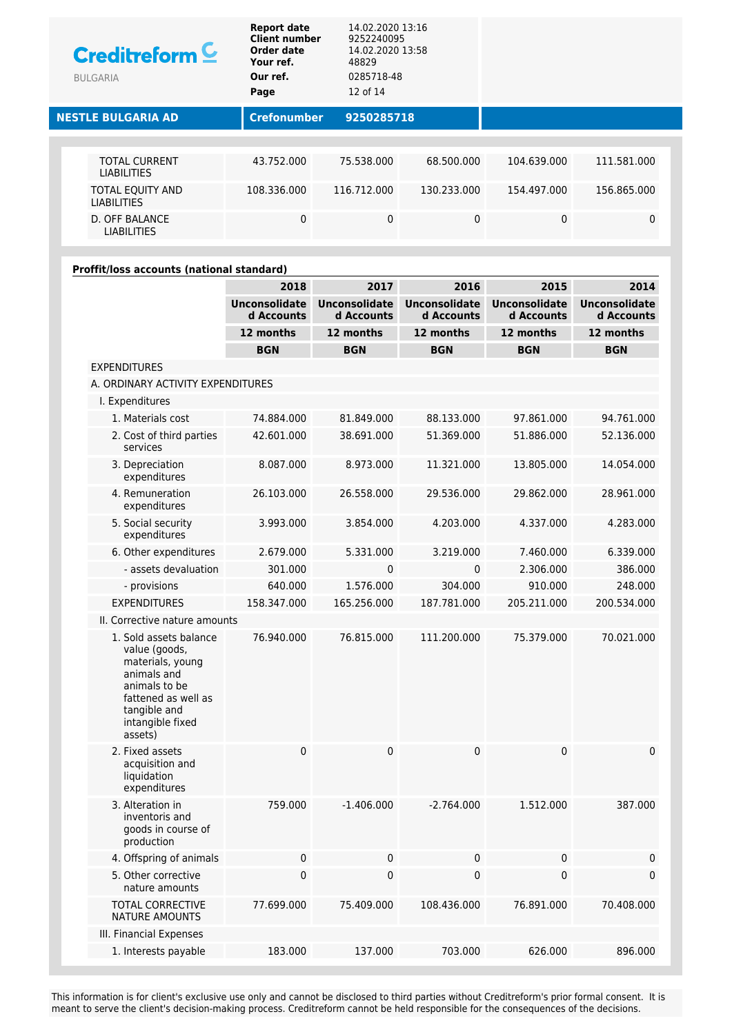**NESTLE BULGARIA AD** | **Crefonumber** 9250285718

| | | | | | |
|---|---|---|---|---|---|
| TOTAL CURRENT LIABILITIES | 43.752.000 | 75.538.000 | 68.500.000 | 104.639.000 | 111.581.000 |
| TOTAL EQUITY AND LIABILITIES | 108.336.000 | 116.712.000 | 130.233.000 | 154.497.000 | 156.865.000 |
| D. OFF BALANCE LIABILITIES | 0 | 0 | 0 | 0 | 0 |

**Proffit/loss accounts (national standard)**

| | 2018 | 2017 | 2016 | 2015 | 2014 |
|---|---|---|---|---|---|
| | Unconsolidated Accounts | Unconsolidated Accounts | Unconsolidated Accounts | Unconsolidated Accounts | Unconsolidated Accounts |
| | 12 months | 12 months | 12 months | 12 months | 12 months |
| | BGN | BGN | BGN | BGN | BGN |
| EXPENDITURES | | | | | |
| A. ORDINARY ACTIVITY EXPENDITURES | | | | | |
| I. Expenditures | | | | | |
| 1. Materials cost | 74.884.000 | 81.849.000 | 88.133.000 | 97.861.000 | 94.761.000 |
| 2. Cost of third parties services | 42.601.000 | 38.691.000 | 51.369.000 | 51.886.000 | 52.136.000 |
| 3. Depreciation expenditures | 8.087.000 | 8.973.000 | 11.321.000 | 13.805.000 | 14.054.000 |
| 4. Remuneration expenditures | 26.103.000 | 26.558.000 | 29.536.000 | 29.862.000 | 28.961.000 |
| 5. Social security expenditures | 3.993.000 | 3.854.000 | 4.203.000 | 4.337.000 | 4.283.000 |
| 6. Other expenditures | 2.679.000 | 5.331.000 | 3.219.000 | 7.460.000 | 6.339.000 |
| - assets devaluation | 301.000 | 0 | 0 | 2.306.000 | 386.000 |
| - provisions | 640.000 | 1.576.000 | 304.000 | 910.000 | 248.000 |
| EXPENDITURES | 158.347.000 | 165.256.000 | 187.781.000 | 205.211.000 | 200.534.000 |
| II. Corrective nature amounts | | | | | |
| 1. Sold assets balance value (goods, materials, young animals and animals to be fattened as well as tangible and intangible fixed assets) | 76.940.000 | 76.815.000 | 111.200.000 | 75.379.000 | 70.021.000 |
| 2. Fixed assets acquisition and liquidation expenditures | 0 | 0 | 0 | 0 | 0 |
| 3. Alteration in inventoris and goods in course of production | 759.000 | -1.406.000 | -2.764.000 | 1.512.000 | 387.000 |
| 4. Offspring of animals | 0 | 0 | 0 | 0 | 0 |
| 5. Other corrective nature amounts | 0 | 0 | 0 | 0 | 0 |
| TOTAL CORRECTIVE NATURE AMOUNTS | 77.699.000 | 75.409.000 | 108.436.000 | 76.891.000 | 70.408.000 |
| III. Financial Expenses | | | | | |
| 1. Interests payable | 183.000 | 137.000 | 703.000 | 626.000 | 896.000 |

This information is for client's exclusive use only and cannot be disclosed to third parties without Creditreform's prior formal consent. It is meant to serve the client's decision-making process. Creditreform cannot be held responsible for the consequences of the decisions.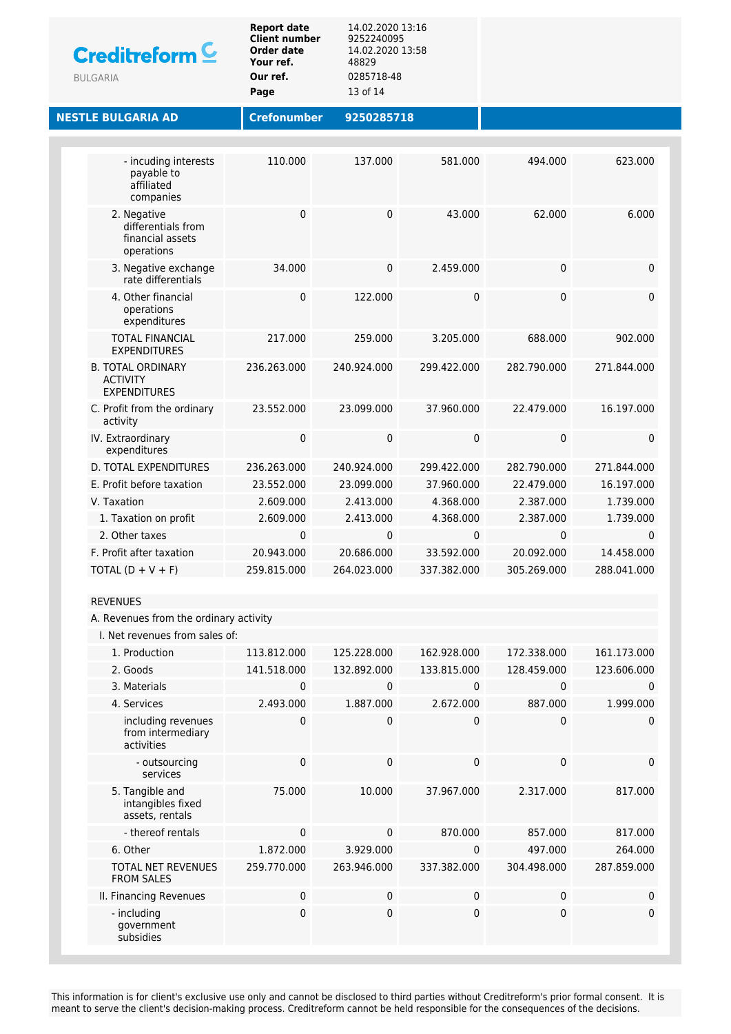**NESTLE BULGARIA AD** | **Crefonumber** 9250285718

| | | | | | |
|---|---|---|---|---|---|
| - incuding interests payable to affiliated companies | 110.000 | 137.000 | 581.000 | 494.000 | 623.000 |
| 2. Negative differentials from financial assets operations | 0 | 0 | 43.000 | 62.000 | 6.000 |
| 3. Negative exchange rate differentials | 34.000 | 0 | 2.459.000 | 0 | 0 |
| 4. Other financial operations expenditures | 0 | 122.000 | 0 | 0 | 0 |
| TOTAL FINANCIAL EXPENDITURES | 217.000 | 259.000 | 3.205.000 | 688.000 | 902.000 |
| B. TOTAL ORDINARY ACTIVITY EXPENDITURES | 236.263.000 | 240.924.000 | 299.422.000 | 282.790.000 | 271.844.000 |
| C. Profit from the ordinary activity | 23.552.000 | 23.099.000 | 37.960.000 | 22.479.000 | 16.197.000 |
| IV. Extraordinary expenditures | 0 | 0 | 0 | 0 | 0 |
| D. TOTAL EXPENDITURES | 236.263.000 | 240.924.000 | 299.422.000 | 282.790.000 | 271.844.000 |
| E. Profit before taxation | 23.552.000 | 23.099.000 | 37.960.000 | 22.479.000 | 16.197.000 |
| V. Taxation | 2.609.000 | 2.413.000 | 4.368.000 | 2.387.000 | 1.739.000 |
| 1. Taxation on profit | 2.609.000 | 2.413.000 | 4.368.000 | 2.387.000 | 1.739.000 |
| 2. Other taxes | 0 | 0 | 0 | 0 | 0 |
| F. Profit after taxation | 20.943.000 | 20.686.000 | 33.592.000 | 20.092.000 | 14.458.000 |
| TOTAL (D + V + F) | 259.815.000 | 264.023.000 | 337.382.000 | 305.269.000 | 288.041.000 |
| | | | | | |
| REVENUES | | | | | |
| A. Revenues from the ordinary activity | | | | | |
| I. Net revenues from sales of: | | | | | |
| 1. Production | 113.812.000 | 125.228.000 | 162.928.000 | 172.338.000 | 161.173.000 |
| 2. Goods | 141.518.000 | 132.892.000 | 133.815.000 | 128.459.000 | 123.606.000 |
| 3. Materials | 0 | 0 | 0 | 0 | 0 |
| 4. Services | 2.493.000 | 1.887.000 | 2.672.000 | 887.000 | 1.999.000 |
| including revenues from intermediary activities | 0 | 0 | 0 | 0 | 0 |
| - outsourcing services | 0 | 0 | 0 | 0 | 0 |
| 5. Tangible and intangibles fixed assets, rentals | 75.000 | 10.000 | 37.967.000 | 2.317.000 | 817.000 |
| - thereof rentals | 0 | 0 | 870.000 | 857.000 | 817.000 |
| 6. Other | 1.872.000 | 3.929.000 | 0 | 497.000 | 264.000 |
| TOTAL NET REVENUES FROM SALES | 259.770.000 | 263.946.000 | 337.382.000 | 304.498.000 | 287.859.000 |
| II. Financing Revenues | 0 | 0 | 0 | 0 | 0 |
| - including government subsidies | 0 | 0 | 0 | 0 | 0 |

This information is for client's exclusive use only and cannot be disclosed to third parties without Creditreform's prior formal consent. It is meant to serve the client's decision-making process. Creditreform cannot be held responsible for the consequences of the decisions.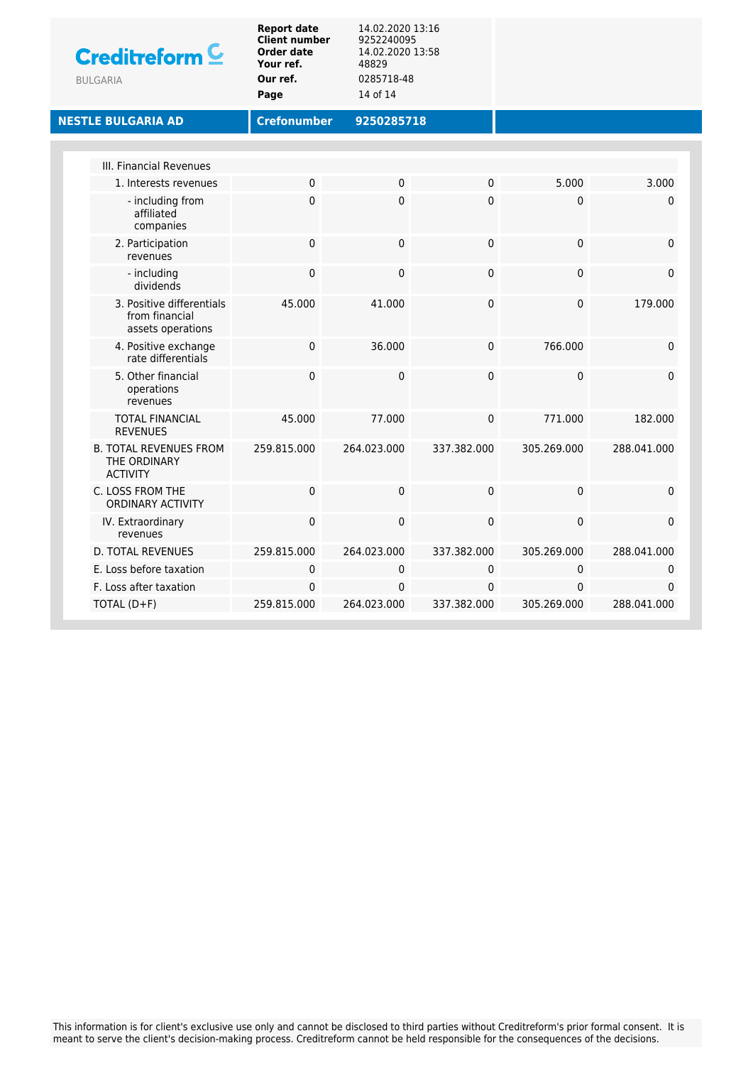**Creditreform BULGARIA**

| | |
|---|---|
| **Report date** | 14.02.2020 13:16 |
| **Client number** | 9252240095 |
| **Order date** | 14.02.2020 13:58 |
| **Your ref.** | 48829 |
| **Our ref.** | 0285718-48 |

**NESTLE BULGARIA AD** | **Crefonumber** 9250285718

| | | | | | |
|---|---|---|---|---|---|
| III. Financial Revenues | | | | | |
| 1. Interests revenues | 0 | 0 | 0 | 5.000 | 3.000 |
| - including from affiliated companies | 0 | 0 | 0 | 0 | 0 |
| 2. Participation revenues | 0 | 0 | 0 | 0 | 0 |
| - including dividends | 0 | 0 | 0 | 0 | 0 |
| 3. Positive differentials from financial assets operations | 45.000 | 41.000 | 0 | 0 | 179.000 |
| 4. Positive exchange rate differentials | 0 | 36.000 | 0 | 766.000 | 0 |
| 5. Other financial operations revenues | 0 | 0 | 0 | 0 | 0 |
| TOTAL FINANCIAL REVENUES | 45.000 | 77.000 | 0 | 771.000 | 182.000 |
| B. TOTAL REVENUES FROM THE ORDINARY ACTIVITY | 259.815.000 | 264.023.000 | 337.382.000 | 305.269.000 | 288.041.000 |
| C. LOSS FROM THE ORDINARY ACTIVITY | 0 | 0 | 0 | 0 | 0 |
| IV. Extraordinary revenues | 0 | 0 | 0 | 0 | 0 |
| D. TOTAL REVENUES | 259.815.000 | 264.023.000 | 337.382.000 | 305.269.000 | 288.041.000 |
| E. Loss before taxation | 0 | 0 | 0 | 0 | 0 |
| F. Loss after taxation | 0 | 0 | 0 | 0 | 0 |
| TOTAL (D+F) | 259.815.000 | 264.023.000 | 337.382.000 | 305.269.000 | 288.041.000 |

This information is for client's exclusive use only and cannot be disclosed to third parties without Creditreform's prior formal consent. It is meant to serve the client's decision-making process. Creditreform cannot be held responsible for the consequences of the decisions.